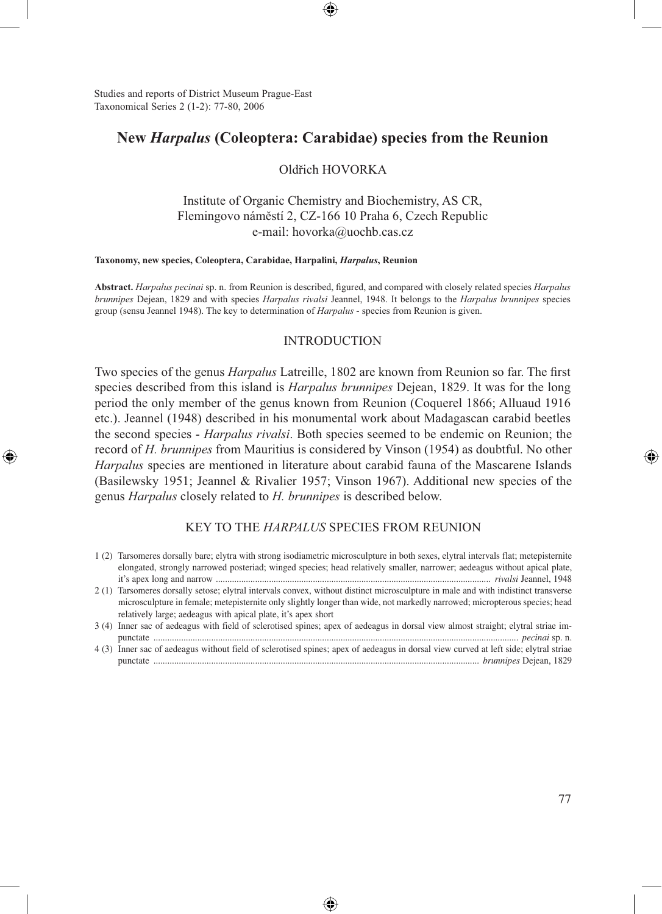# New *Harpalus* (Coleoptera: Carabidae) species from the Reunion

Oldřich HOVORKA

Institute of Organic Chemistry and Biochemistry, AS CR,
Flemingovo náměstí 2, CZ-166 10 Praha 6, Czech Republic
e-mail: hovorka@uochb.cas.cz

**Taxonomy, new species, Coleoptera, Carabidae, Harpalini, *Harpalus*, Reunion**

**Abstract.** *Harpalus pecinai* sp. n. from Reunion is described, figured, and compared with closely related species *Harpalus brunnipes* Dejean, 1829 and with species *Harpalus rivalsi* Jeannel, 1948. It belongs to the *Harpalus brunnipes* species group (sensu Jeannel 1948). The key to determination of *Harpalus* - species from Reunion is given.

## INTRODUCTION

Two species of the genus *Harpalus* Latreille, 1802 are known from Reunion so far. The first species described from this island is *Harpalus brunnipes* Dejean, 1829. It was for the long period the only member of the genus known from Reunion (Coquerel 1866; Alluaud 1916 etc.). Jeannel (1948) described in his monumental work about Madagascan carabid beetles the second species - *Harpalus rivalsi*. Both species seemed to be endemic on Reunion; the record of *H. brunnipes* from Mauritius is considered by Vinson (1954) as doubtful. No other *Harpalus* species are mentioned in literature about carabid fauna of the Mascarene Islands (Basilewsky 1951; Jeannel & Rivalier 1957; Vinson 1967). Additional new species of the genus *Harpalus* closely related to *H. brunnipes* is described below.

## KEY TO THE *HARPALUS* SPECIES FROM REUNION

1 (2) Tarsomeres dorsally bare; elytra with strong isodiametric microsculpture in both sexes, elytral intervals flat; metepisternite elongated, strongly narrowed posteriad; winged species; head relatively smaller, narrower; aedeagus without apical plate, it's apex long and narrow .......... *rivalsi* Jeannel, 1948

2 (1) Tarsomeres dorsally setose; elytral intervals convex, without distinct microsculpture in male and with indistinct transverse microsculpture in female; metepisternite only slightly longer than wide, not markedly narrowed; micropterous species; head relatively large; aedeagus with apical plate, it's apex short

3 (4) Inner sac of aedeagus with field of sclerotised spines; apex of aedeagus in dorsal view almost straight; elytral striae impunctate .......... *pecinai* sp. n.

4 (3) Inner sac of aedeagus without field of sclerotised spines; apex of aedeagus in dorsal view curved at left side; elytral striae punctate .......... *brunnipes* Dejean, 1829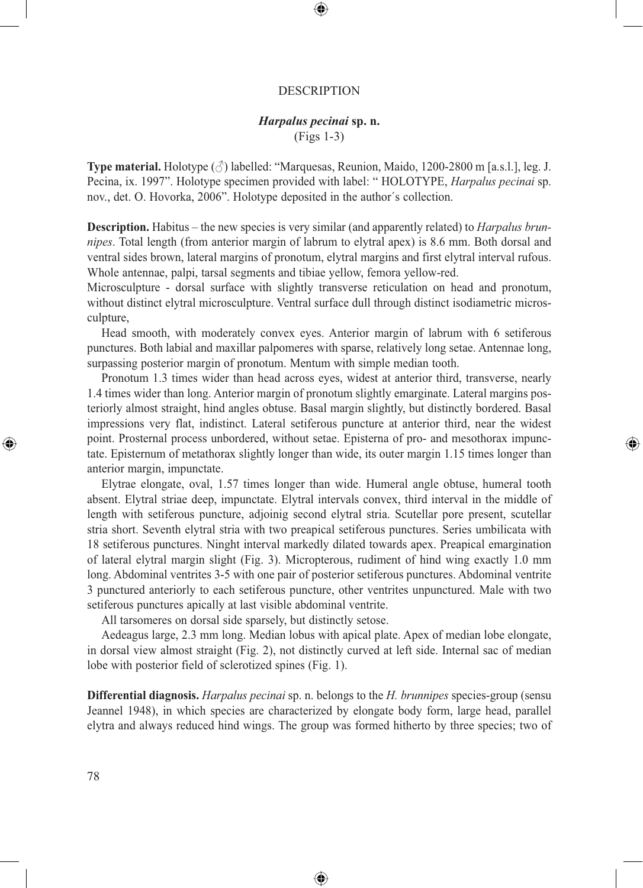## DESCRIPTION

### *Harpalus pecinai* sp. n.

(Figs 1-3)

**Type material.** Holotype (♂) labelled: "Marquesas, Reunion, Maido, 1200-2800 m [a.s.l.], leg. J. Pecina, ix. 1997". Holotype specimen provided with label: " HOLOTYPE, *Harpalus pecinai* sp. nov., det. O. Hovorka, 2006". Holotype deposited in the author´s collection.

**Description.** Habitus – the new species is very similar (and apparently related) to *Harpalus brunnipes*. Total length (from anterior margin of labrum to elytral apex) is 8.6 mm. Both dorsal and ventral sides brown, lateral margins of pronotum, elytral margins and first elytral interval rufous. Whole antennae, palpi, tarsal segments and tibiae yellow, femora yellow-red.

Microsculpture - dorsal surface with slightly transverse reticulation on head and pronotum, without distinct elytral microsculpture. Ventral surface dull through distinct isodiametric microsculpture,

Head smooth, with moderately convex eyes. Anterior margin of labrum with 6 setiferous punctures. Both labial and maxillar palpomeres with sparse, relatively long setae. Antennae long, surpassing posterior margin of pronotum. Mentum with simple median tooth.

Pronotum 1.3 times wider than head across eyes, widest at anterior third, transverse, nearly 1.4 times wider than long. Anterior margin of pronotum slightly emarginate. Lateral margins posteriorly almost straight, hind angles obtuse. Basal margin slightly, but distinctly bordered. Basal impressions very flat, indistinct. Lateral setiferous puncture at anterior third, near the widest point. Prosternal process unbordered, without setae. Episterna of pro- and mesothorax impunctate. Episternum of metathorax slightly longer than wide, its outer margin 1.15 times longer than anterior margin, impunctate.

Elytrae elongate, oval, 1.57 times longer than wide. Humeral angle obtuse, humeral tooth absent. Elytral striae deep, impunctate. Elytral intervals convex, third interval in the middle of length with setiferous puncture, adjoinig second elytral stria. Scutellar pore present, scutellar stria short. Seventh elytral stria with two preapical setiferous punctures. Series umbilicata with 18 setiferous punctures. Ninght interval markedly dilated towards apex. Preapical emargination of lateral elytral margin slight (Fig. 3). Micropterous, rudiment of hind wing exactly 1.0 mm long. Abdominal ventrites 3-5 with one pair of posterior setiferous punctures. Abdominal ventrite 3 punctured anteriorly to each setiferous puncture, other ventrites unpunctured. Male with two setiferous punctures apically at last visible abdominal ventrite.

All tarsomeres on dorsal side sparsely, but distinctly setose.

Aedeagus large, 2.3 mm long. Median lobus with apical plate. Apex of median lobe elongate, in dorsal view almost straight (Fig. 2), not distinctly curved at left side. Internal sac of median lobe with posterior field of sclerotized spines (Fig. 1).

**Differential diagnosis.** *Harpalus pecinai* sp. n. belongs to the *H. brunnipes* species-group (sensu Jeannel 1948), in which species are characterized by elongate body form, large head, parallel elytra and always reduced hind wings. The group was formed hitherto by three species; two of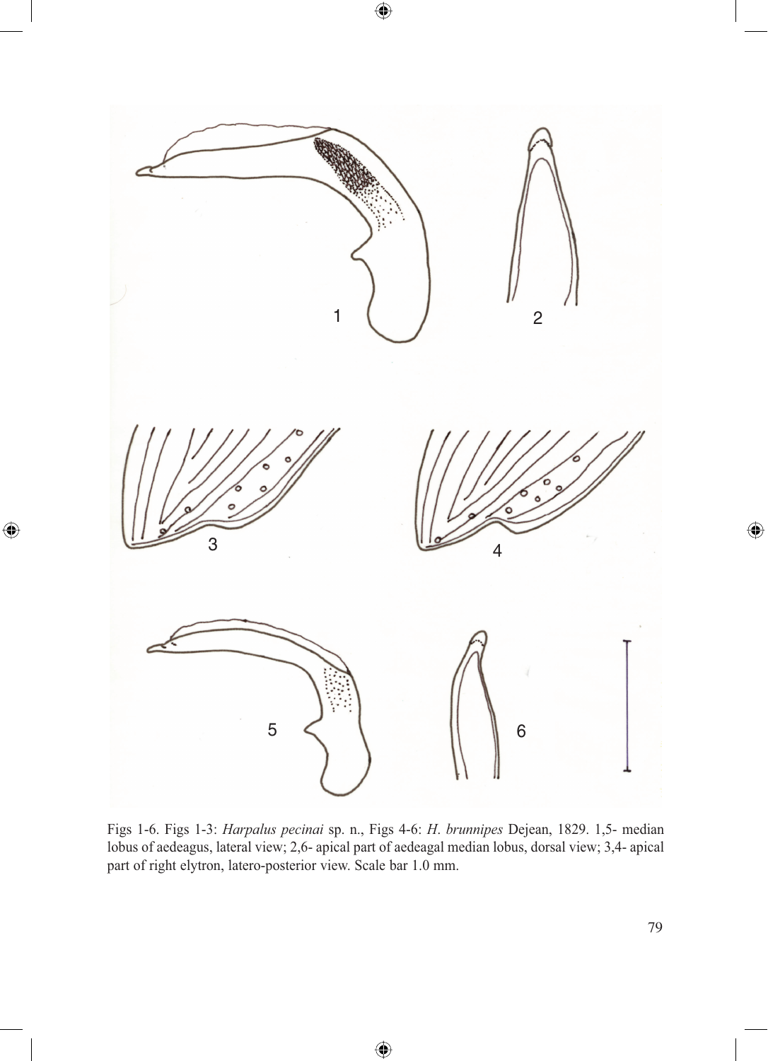Figs 1-6. Figs 1-3: *Harpalus pecinai* sp. n., Figs 4-6: *H. brunnipes* Dejean, 1829. 1,5- median lobus of aedeagus, lateral view; 2,6- apical part of aedeagal median lobus, dorsal view; 3,4- apical part of right elytron, latero-posterior view. Scale bar 1.0 mm.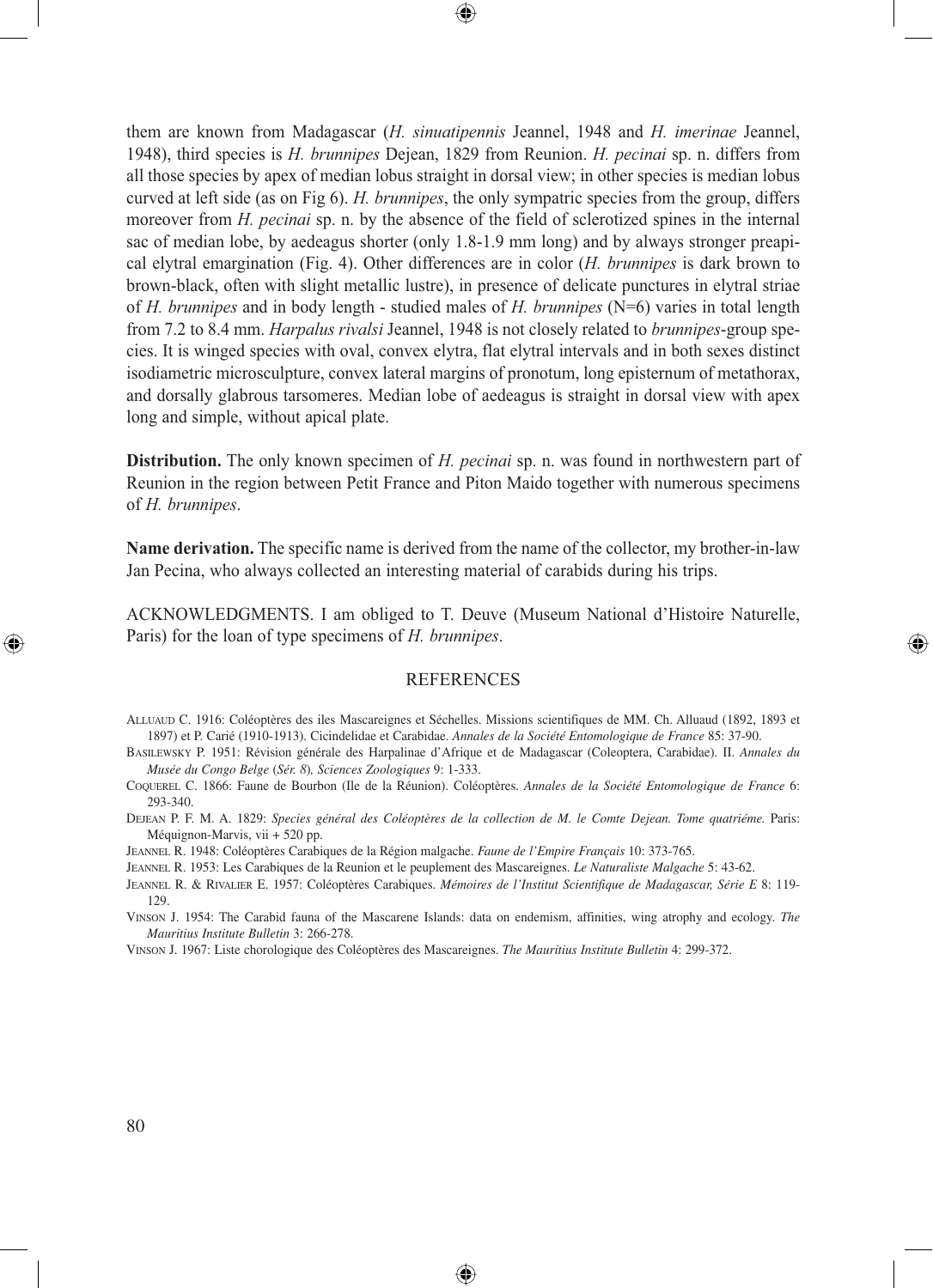them are known from Madagascar (*H. sinuatipennis* Jeannel, 1948 and *H. imerinae* Jeannel, 1948), third species is *H. brunnipes* Dejean, 1829 from Reunion. *H. pecinai* sp. n. differs from all those species by apex of median lobus straight in dorsal view; in other species is median lobus curved at left side (as on Fig 6). *H. brunnipes*, the only sympatric species from the group, differs moreover from *H. pecinai* sp. n. by the absence of the field of sclerotized spines in the internal sac of median lobe, by aedeagus shorter (only 1.8-1.9 mm long) and by always stronger preapical elytral emargination (Fig. 4). Other differences are in color (*H. brunnipes* is dark brown to brown-black, often with slight metallic lustre), in presence of delicate punctures in elytral striae of *H. brunnipes* and in body length - studied males of *H. brunnipes* (N=6) varies in total length from 7.2 to 8.4 mm. *Harpalus rivalsi* Jeannel, 1948 is not closely related to *brunnipes*-group species. It is winged species with oval, convex elytra, flat elytral intervals and in both sexes distinct isodiametric microsculpture, convex lateral margins of pronotum, long episternum of metathorax, and dorsally glabrous tarsomeres. Median lobe of aedeagus is straight in dorsal view with apex long and simple, without apical plate.

**Distribution.** The only known specimen of *H. pecinai* sp. n. was found in northwestern part of Reunion in the region between Petit France and Piton Maido together with numerous specimens of *H. brunnipes*.

**Name derivation.** The specific name is derived from the name of the collector, my brother-in-law Jan Pecina, who always collected an interesting material of carabids during his trips.

ACKNOWLEDGMENTS. I am obliged to T. Deuve (Museum National d'Histoire Naturelle, Paris) for the loan of type specimens of *H. brunnipes*.

## REFERENCES

Alluaud C. 1916: Coléoptères des iles Mascareignes et Séchelles. Missions scientifiques de MM. Ch. Alluaud (1892, 1893 et 1897) et P. Carié (1910-1913). Cicindelidae et Carabidae. *Annales de la Société Entomologique de France* 85: 37-90.

Basilewsky P. 1951: Révision générale des Harpalinae d'Afrique et de Madagascar (Coleoptera, Carabidae). II. *Annales du Musée du Congo Belge* (*Sér. 8*)*, Sciences Zoologiques* 9: 1-333.

Coquerel C. 1866: Faune de Bourbon (Ile de la Réunion). Coléoptères. *Annales de la Société Entomologique de France* 6: 293-340.

Dejean P. F. M. A. 1829: *Species général des Coléoptères de la collection de M. le Comte Dejean. Tome quatriéme.* Paris: Méquignon-Marvis, vii + 520 pp.

Jeannel R. 1948: Coléoptères Carabiques de la Région malgache. *Faune de l'Empire Français* 10: 373-765.

Jeannel R. 1953: Les Carabiques de la Reunion et le peuplement des Mascareignes. *Le Naturaliste Malgache* 5: 43-62.

Jeannel R. & Rivalier E. 1957: Coléoptères Carabiques. *Mémoires de l'Institut Scientifique de Madagascar, Série E* 8: 119-129.

Vinson J. 1954: The Carabid fauna of the Mascarene Islands: data on endemism, affinities, wing atrophy and ecology. *The Mauritius Institute Bulletin* 3: 266-278.

Vinson J. 1967: Liste chorologique des Coléoptères des Mascareignes. *The Mauritius Institute Bulletin* 4: 299-372.